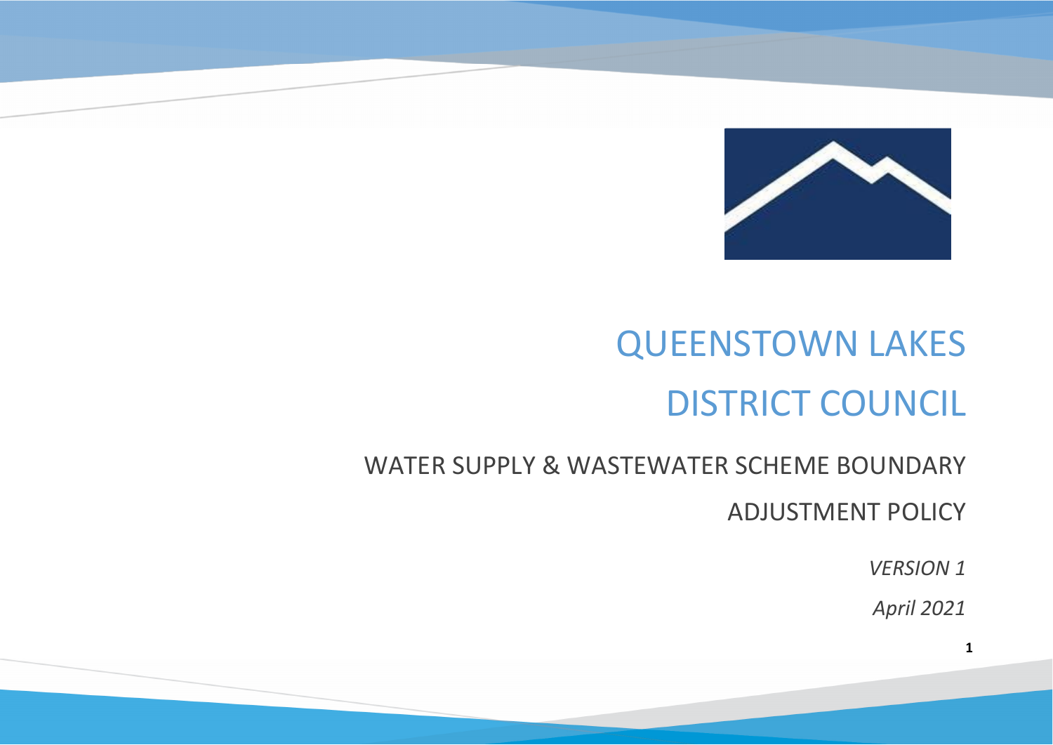# QUEENSTOWN LAKES DISTRICT COUNCIL

## WATER SUPPLY & WASTEWATER SCHEME BOUNDARY ADJUSTMENT POLICY

*VERSION 1*

*April 2021*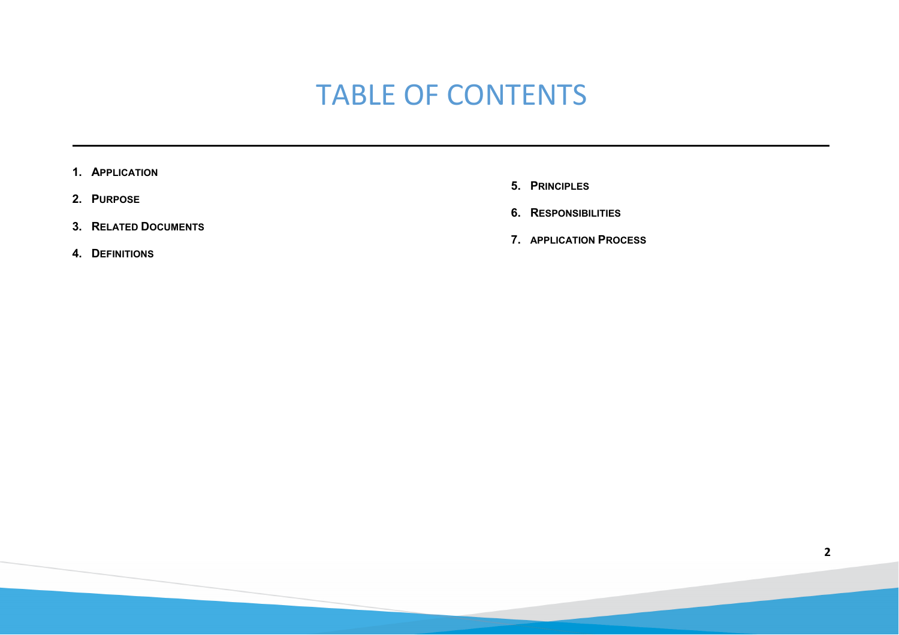# TABLE OF CONTENTS

1. **Application**
2. **Purpose**
3. **Related Documents**
4. **Definitions**
5. **Principles**
6. **Responsibilities**
7. **application Process**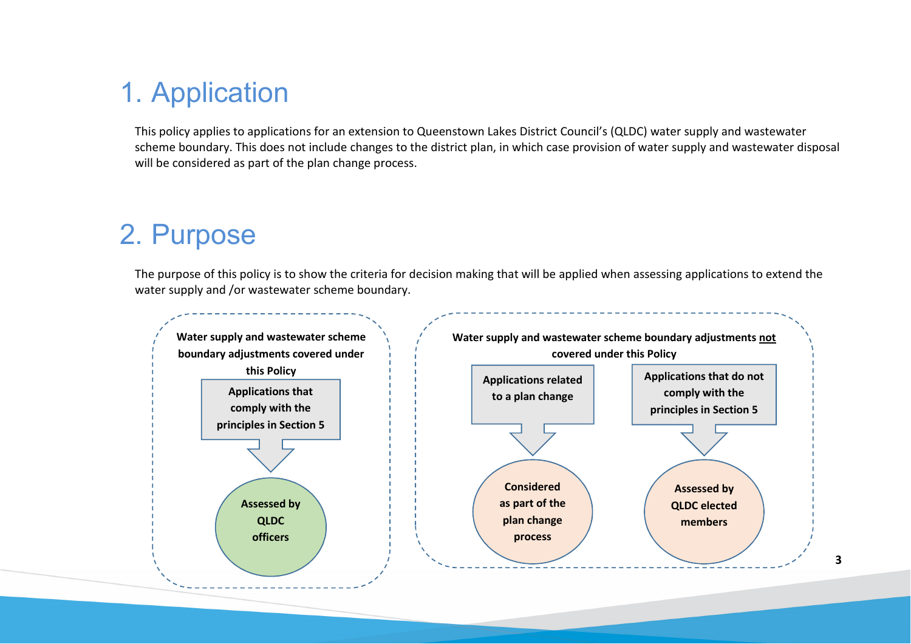# 1. Application

This policy applies to applications for an extension to Queenstown Lakes District Council's (QLDC) water supply and wastewater scheme boundary. This does not include changes to the district plan, in which case provision of water supply and wastewater disposal will be considered as part of the plan change process.

# 2. Purpose

The purpose of this policy is to show the criteria for decision making that will be applied when assessing applications to extend the water supply and /or wastewater scheme boundary.

**Water supply and wastewater scheme boundary adjustments covered under this Policy**

- **Applications that comply with the principles in Section 5** → **Assessed by QLDC officers**

**Water supply and wastewater scheme boundary adjustments not covered under this Policy**

- **Applications related to a plan change** → **Considered as part of the plan change process**
- **Applications that do not comply with the principles in Section 5** → **Assessed by QLDC elected members**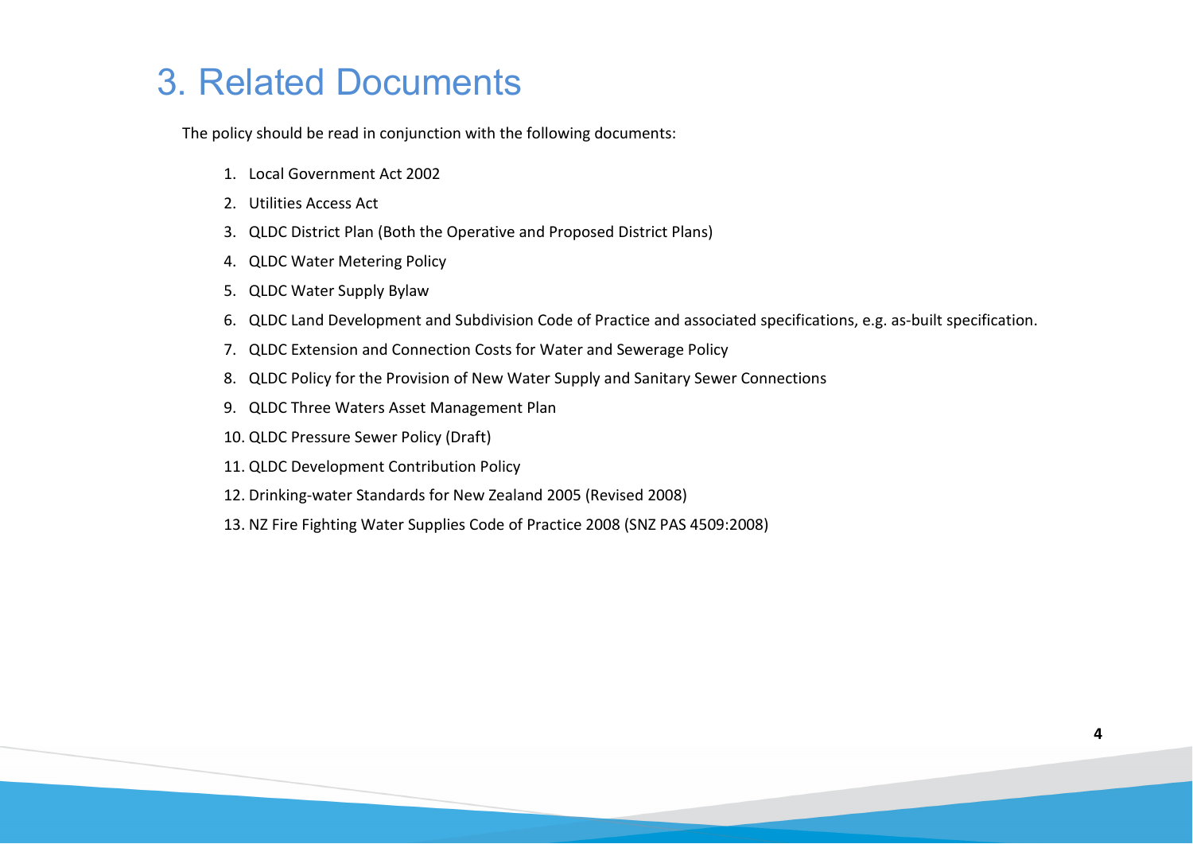# 3. Related Documents

The policy should be read in conjunction with the following documents:

1. Local Government Act 2002
2. Utilities Access Act
3. QLDC District Plan (Both the Operative and Proposed District Plans)
4. QLDC Water Metering Policy
5. QLDC Water Supply Bylaw
6. QLDC Land Development and Subdivision Code of Practice and associated specifications, e.g. as-built specification.
7. QLDC Extension and Connection Costs for Water and Sewerage Policy
8. QLDC Policy for the Provision of New Water Supply and Sanitary Sewer Connections
9. QLDC Three Waters Asset Management Plan
10. QLDC Pressure Sewer Policy (Draft)
11. QLDC Development Contribution Policy
12. Drinking-water Standards for New Zealand 2005 (Revised 2008)
13. NZ Fire Fighting Water Supplies Code of Practice 2008 (SNZ PAS 4509:2008)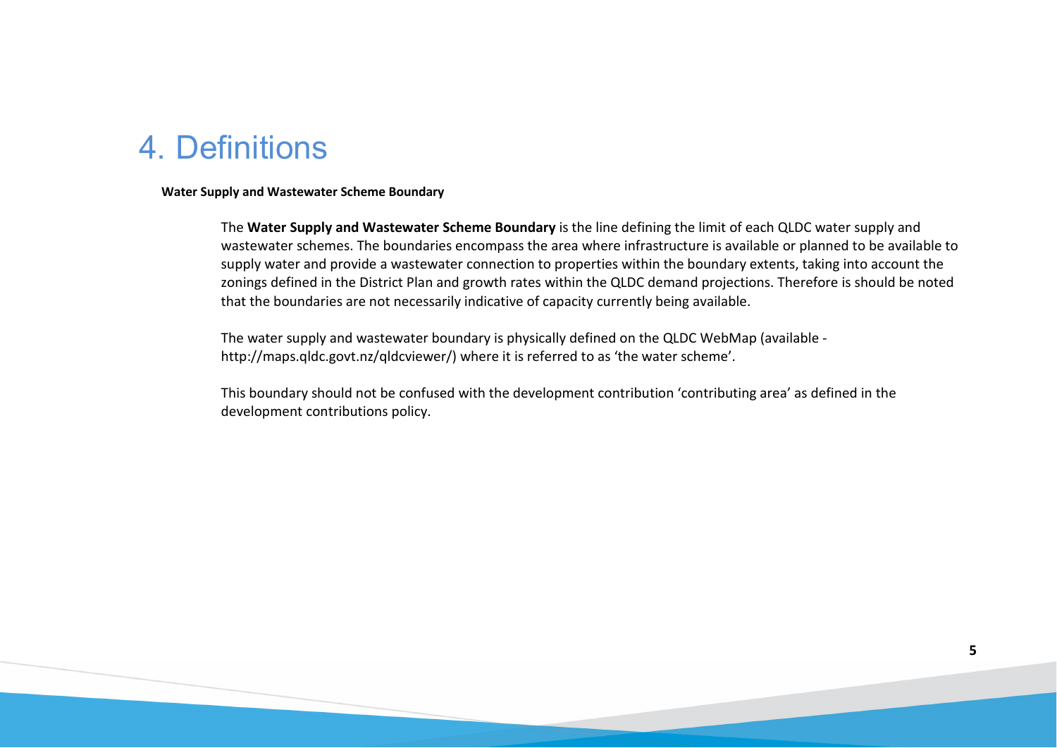# 4. Definitions

**Water Supply and Wastewater Scheme Boundary**

The **Water Supply and Wastewater Scheme Boundary** is the line defining the limit of each QLDC water supply and wastewater schemes. The boundaries encompass the area where infrastructure is available or planned to be available to supply water and provide a wastewater connection to properties within the boundary extents, taking into account the zonings defined in the District Plan and growth rates within the QLDC demand projections. Therefore is should be noted that the boundaries are not necessarily indicative of capacity currently being available.

The water supply and wastewater boundary is physically defined on the QLDC WebMap (available - http://maps.qldc.govt.nz/qldcviewer/) where it is referred to as 'the water scheme'.

This boundary should not be confused with the development contribution 'contributing area' as defined in the development contributions policy.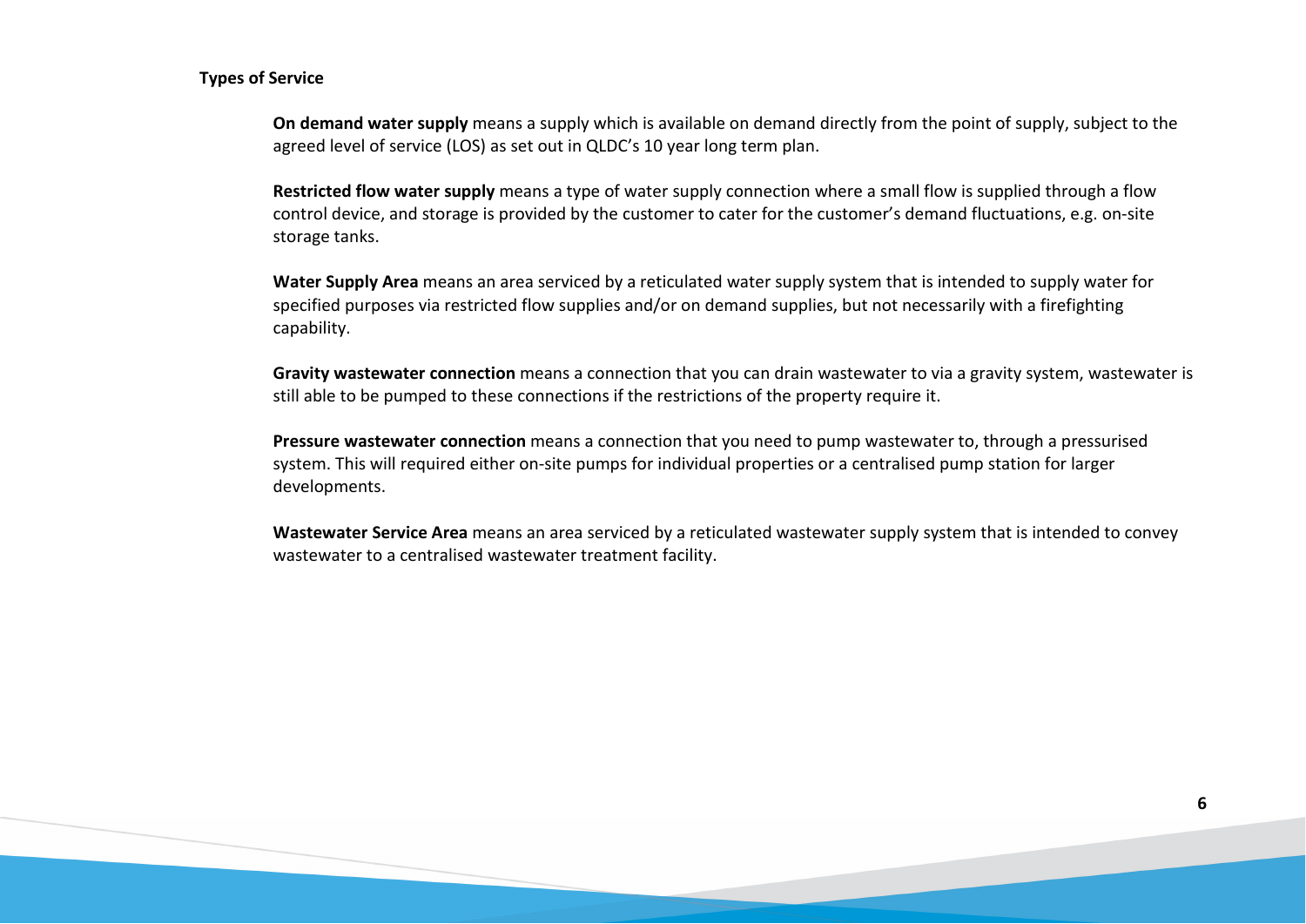**Types of Service**

**On demand water supply** means a supply which is available on demand directly from the point of supply, subject to the agreed level of service (LOS) as set out in QLDC's 10 year long term plan.

**Restricted flow water supply** means a type of water supply connection where a small flow is supplied through a flow control device, and storage is provided by the customer to cater for the customer's demand fluctuations, e.g. on-site storage tanks.

**Water Supply Area** means an area serviced by a reticulated water supply system that is intended to supply water for specified purposes via restricted flow supplies and/or on demand supplies, but not necessarily with a firefighting capability.

**Gravity wastewater connection** means a connection that you can drain wastewater to via a gravity system, wastewater is still able to be pumped to these connections if the restrictions of the property require it.

**Pressure wastewater connection** means a connection that you need to pump wastewater to, through a pressurised system. This will required either on-site pumps for individual properties or a centralised pump station for larger developments.

**Wastewater Service Area** means an area serviced by a reticulated wastewater supply system that is intended to convey wastewater to a centralised wastewater treatment facility.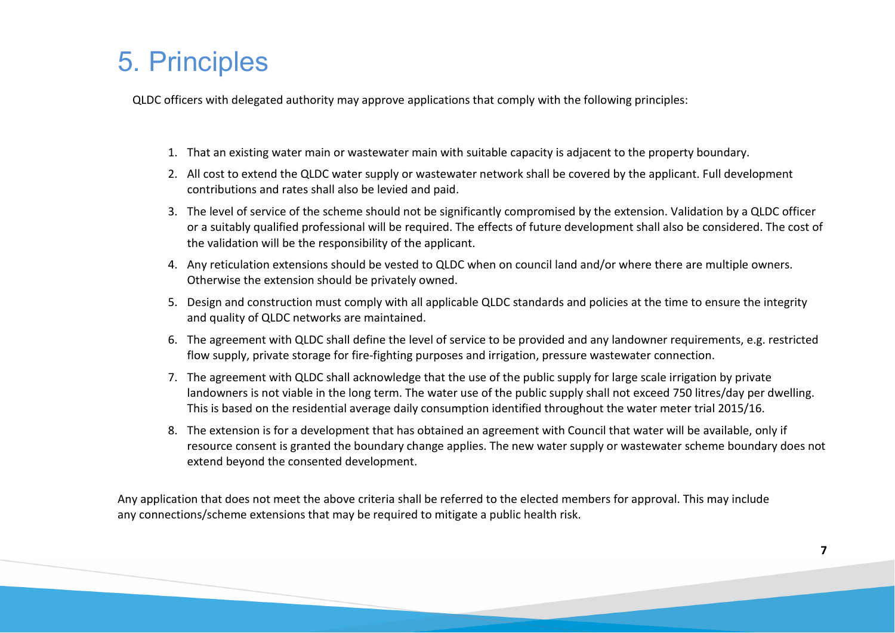# 5. Principles

QLDC officers with delegated authority may approve applications that comply with the following principles:

1. That an existing water main or wastewater main with suitable capacity is adjacent to the property boundary.
2. All cost to extend the QLDC water supply or wastewater network shall be covered by the applicant. Full development contributions and rates shall also be levied and paid.
3. The level of service of the scheme should not be significantly compromised by the extension. Validation by a QLDC officer or a suitably qualified professional will be required. The effects of future development shall also be considered. The cost of the validation will be the responsibility of the applicant.
4. Any reticulation extensions should be vested to QLDC when on council land and/or where there are multiple owners. Otherwise the extension should be privately owned.
5. Design and construction must comply with all applicable QLDC standards and policies at the time to ensure the integrity and quality of QLDC networks are maintained.
6. The agreement with QLDC shall define the level of service to be provided and any landowner requirements, e.g. restricted flow supply, private storage for fire-fighting purposes and irrigation, pressure wastewater connection.
7. The agreement with QLDC shall acknowledge that the use of the public supply for large scale irrigation by private landowners is not viable in the long term. The water use of the public supply shall not exceed 750 litres/day per dwelling. This is based on the residential average daily consumption identified throughout the water meter trial 2015/16.
8. The extension is for a development that has obtained an agreement with Council that water will be available, only if resource consent is granted the boundary change applies. The new water supply or wastewater scheme boundary does not extend beyond the consented development.

Any application that does not meet the above criteria shall be referred to the elected members for approval. This may include any connections/scheme extensions that may be required to mitigate a public health risk.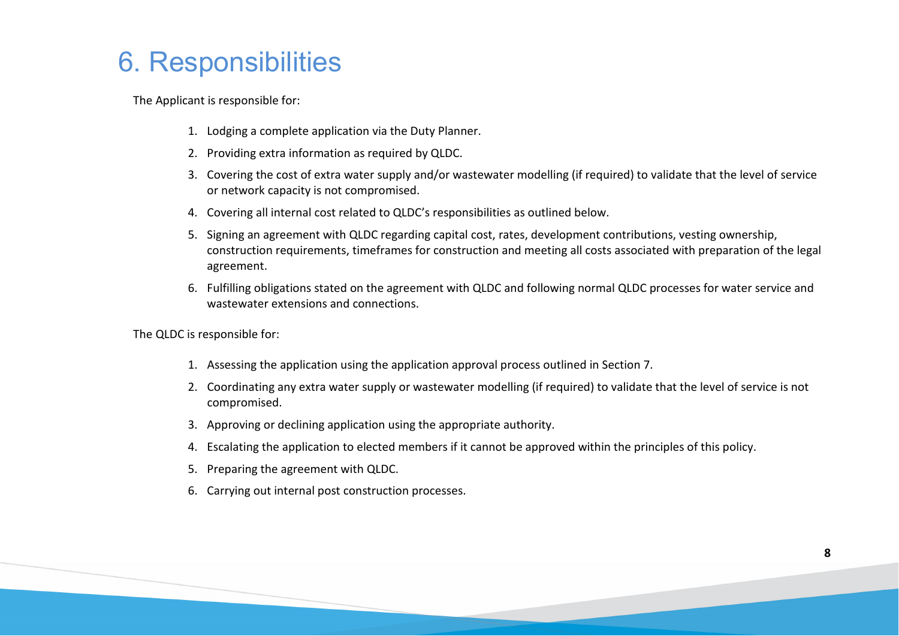# 6. Responsibilities

The Applicant is responsible for:

1. Lodging a complete application via the Duty Planner.
2. Providing extra information as required by QLDC.
3. Covering the cost of extra water supply and/or wastewater modelling (if required) to validate that the level of service or network capacity is not compromised.
4. Covering all internal cost related to QLDC's responsibilities as outlined below.
5. Signing an agreement with QLDC regarding capital cost, rates, development contributions, vesting ownership, construction requirements, timeframes for construction and meeting all costs associated with preparation of the legal agreement.
6. Fulfilling obligations stated on the agreement with QLDC and following normal QLDC processes for water service and wastewater extensions and connections.

The QLDC is responsible for:

1. Assessing the application using the application approval process outlined in Section 7.
2. Coordinating any extra water supply or wastewater modelling (if required) to validate that the level of service is not compromised.
3. Approving or declining application using the appropriate authority.
4. Escalating the application to elected members if it cannot be approved within the principles of this policy.
5. Preparing the agreement with QLDC.
6. Carrying out internal post construction processes.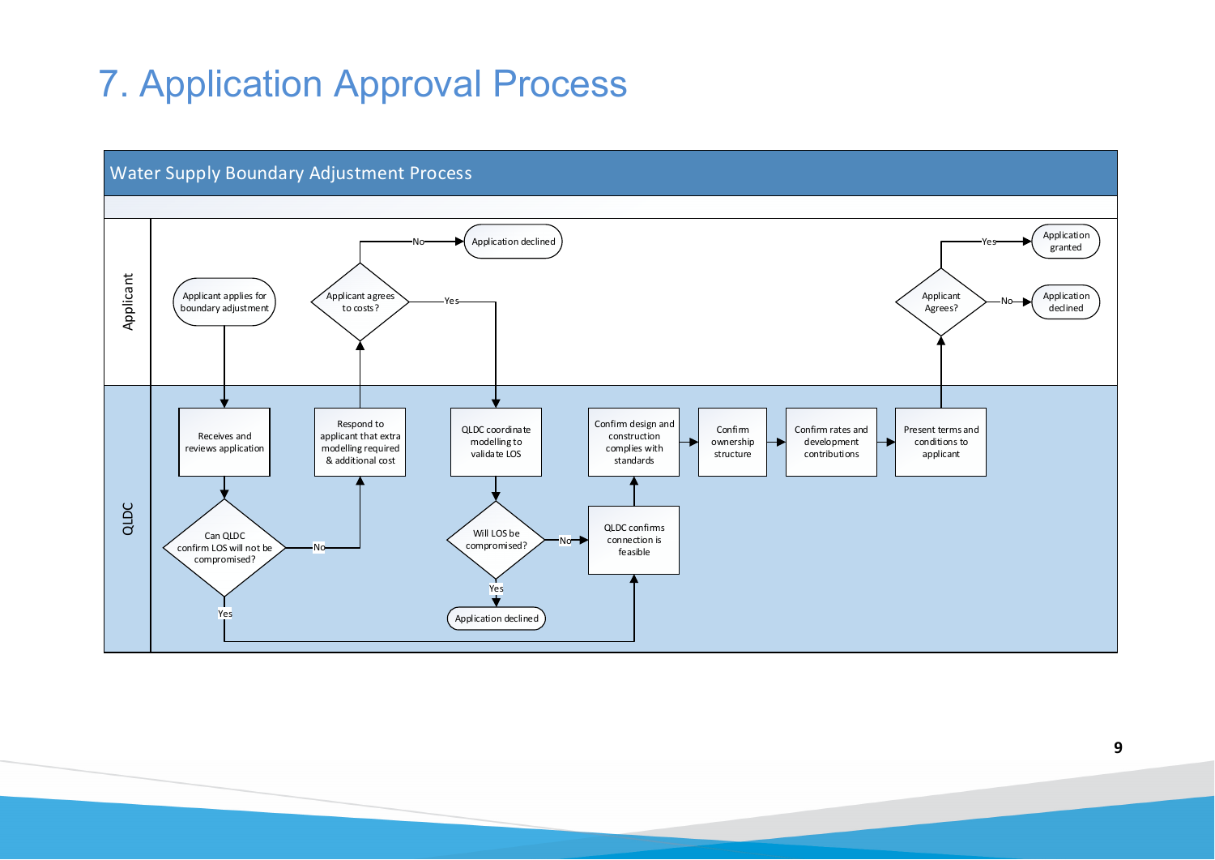# 7. Application Approval Process

Water Supply Boundary Adjustment Process

Applicant

QLDC

Applicant applies for boundary adjustment

Receives and reviews application

Can QLDC confirm LOS will not be compromised?

No

Respond to applicant that extra modelling required & additional cost

Applicant agrees to costs?

No

Application declined

Yes

QLDC coordinate modelling to validate LOS

Will LOS be compromised?

Yes

Application declined

No

QLDC confirms connection is feasible

Yes

Confirm design and construction complies with standards

Confirm ownership structure

Confirm rates and development contributions

Present terms and conditions to applicant

Applicant Agrees?

Yes

Application granted

No

Application declined